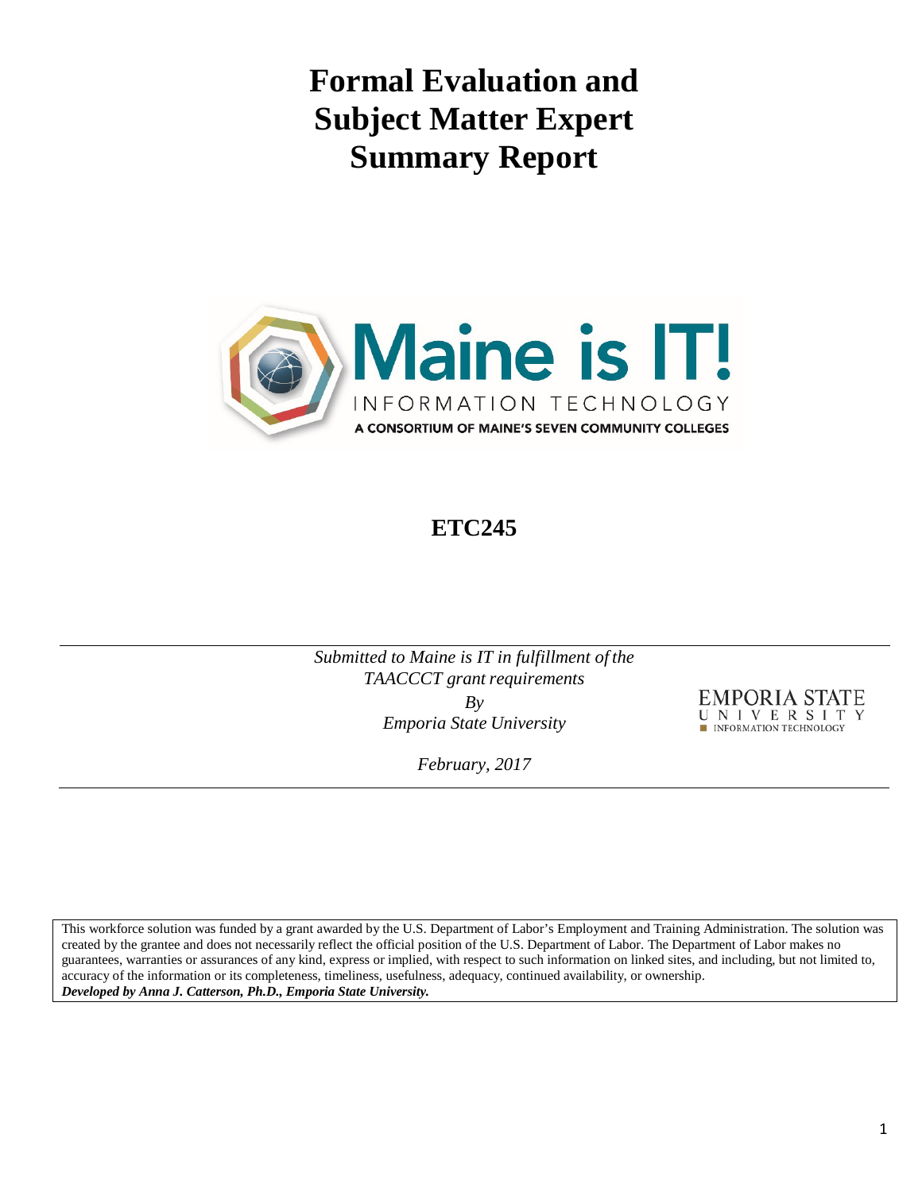# Formal Evaluation and Subject Matter Expert Summary Report

Maine is IT!

INFORMATION TECHNOLOGY

A CONSORTIUM OF MAINE'S SEVEN COMMUNITY COLLEGES

## ETC245

*Submitted to Maine is IT in fulfillment of the TAACCCT grant requirements*

*By*

*Emporia State University*

*February, 2017*

EMPORIA STATE UNIVERSITY INFORMATION TECHNOLOGY

This workforce solution was funded by a grant awarded by the U.S. Department of Labor's Employment and Training Administration. The solution was created by the grantee and does not necessarily reflect the official position of the U.S. Department of Labor. The Department of Labor makes no guarantees, warranties or assurances of any kind, express or implied, with respect to such information on linked sites, and including, but not limited to, accuracy of the information or its completeness, timeliness, usefulness, adequacy, continued availability, or ownership.

***Developed by Anna J. Catterson, Ph.D., Emporia State University.***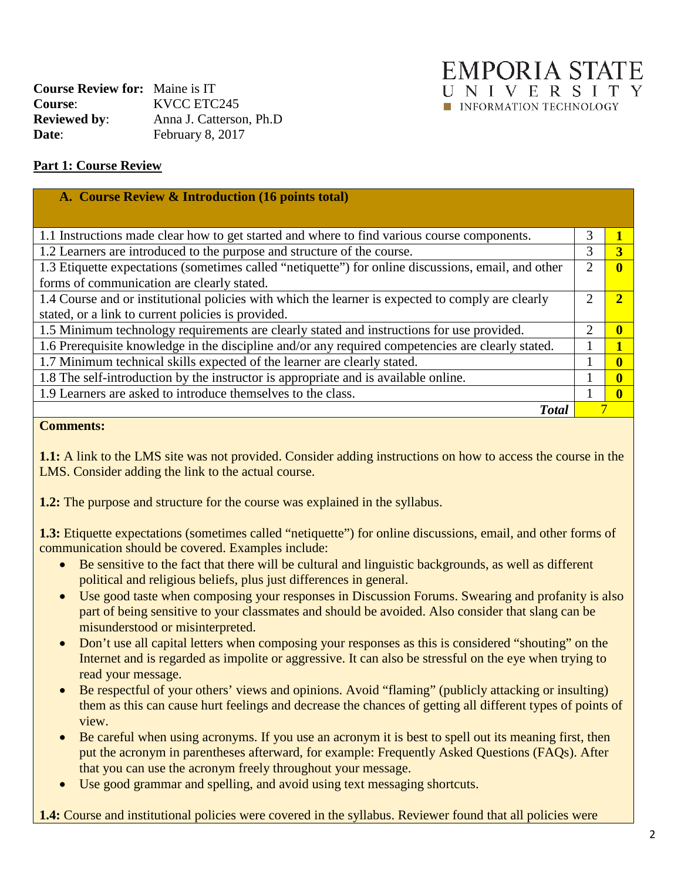**Course Review for:** Maine is IT
**Course**: KVCC ETC245
**Reviewed by**: Anna J. Catterson, Ph.D
**Date**: February 8, 2017

EMPORIA STATE UNIVERSITY
INFORMATION TECHNOLOGY

## Part 1: Course Review

| A. Course Review & Introduction (16 points total) | | |
|---|---|---|
| 1.1 Instructions made clear how to get started and where to find various course components. | 3 | **1** |
| 1.2 Learners are introduced to the purpose and structure of the course. | 3 | **3** |
| 1.3 Etiquette expectations (sometimes called "netiquette") for online discussions, email, and other forms of communication are clearly stated. | 2 | **0** |
| 1.4 Course and or institutional policies with which the learner is expected to comply are clearly stated, or a link to current policies is provided. | 2 | **2** |
| 1.5 Minimum technology requirements are clearly stated and instructions for use provided. | 2 | **0** |
| 1.6 Prerequisite knowledge in the discipline and/or any required competencies are clearly stated. | 1 | **1** |
| 1.7 Minimum technical skills expected of the learner are clearly stated. | 1 | **0** |
| 1.8 The self-introduction by the instructor is appropriate and is available online. | 1 | **0** |
| 1.9 Learners are asked to introduce themselves to the class. | 1 | **0** |
| ***Total*** | 7 | |

**Comments:**

**1.1:** A link to the LMS site was not provided. Consider adding instructions on how to access the course in the LMS. Consider adding the link to the actual course.

**1.2:** The purpose and structure for the course was explained in the syllabus.

**1.3:** Etiquette expectations (sometimes called "netiquette") for online discussions, email, and other forms of communication should be covered. Examples include:

- Be sensitive to the fact that there will be cultural and linguistic backgrounds, as well as different political and religious beliefs, plus just differences in general.
- Use good taste when composing your responses in Discussion Forums. Swearing and profanity is also part of being sensitive to your classmates and should be avoided. Also consider that slang can be misunderstood or misinterpreted.
- Don't use all capital letters when composing your responses as this is considered "shouting" on the Internet and is regarded as impolite or aggressive. It can also be stressful on the eye when trying to read your message.
- Be respectful of your others' views and opinions. Avoid "flaming" (publicly attacking or insulting) them as this can cause hurt feelings and decrease the chances of getting all different types of points of view.
- Be careful when using acronyms. If you use an acronym it is best to spell out its meaning first, then put the acronym in parentheses afterward, for example: Frequently Asked Questions (FAQs). After that you can use the acronym freely throughout your message.
- Use good grammar and spelling, and avoid using text messaging shortcuts.

**1.4:** Course and institutional policies were covered in the syllabus. Reviewer found that all policies were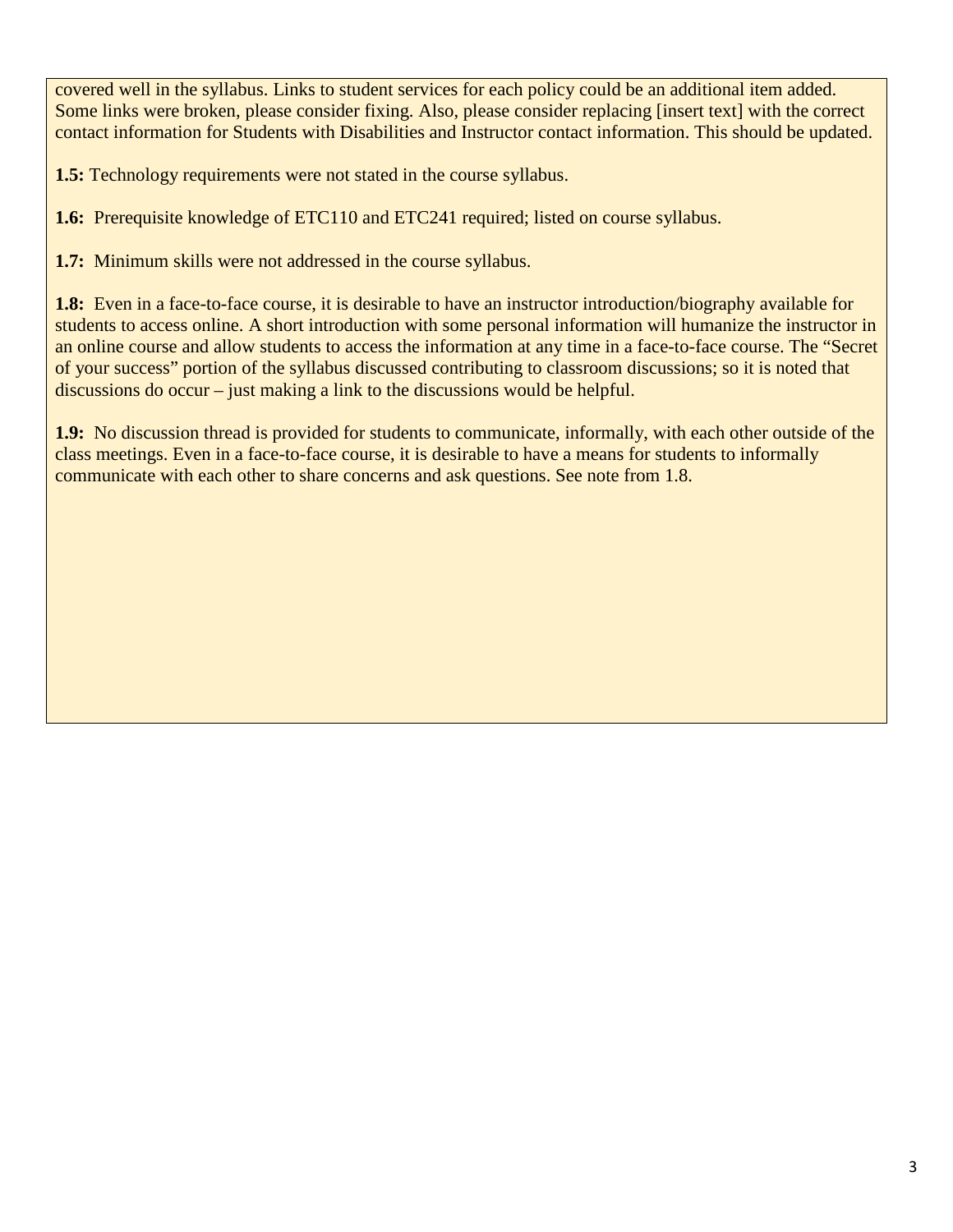covered well in the syllabus. Links to student services for each policy could be an additional item added. Some links were broken, please consider fixing. Also, please consider replacing [insert text] with the correct contact information for Students with Disabilities and Instructor contact information. This should be updated.

**1.5:** Technology requirements were not stated in the course syllabus.

**1.6:** Prerequisite knowledge of ETC110 and ETC241 required; listed on course syllabus.

**1.7:** Minimum skills were not addressed in the course syllabus.

**1.8:** Even in a face-to-face course, it is desirable to have an instructor introduction/biography available for students to access online. A short introduction with some personal information will humanize the instructor in an online course and allow students to access the information at any time in a face-to-face course. The "Secret of your success" portion of the syllabus discussed contributing to classroom discussions; so it is noted that discussions do occur – just making a link to the discussions would be helpful.

**1.9:** No discussion thread is provided for students to communicate, informally, with each other outside of the class meetings. Even in a face-to-face course, it is desirable to have a means for students to informally communicate with each other to share concerns and ask questions. See note from 1.8.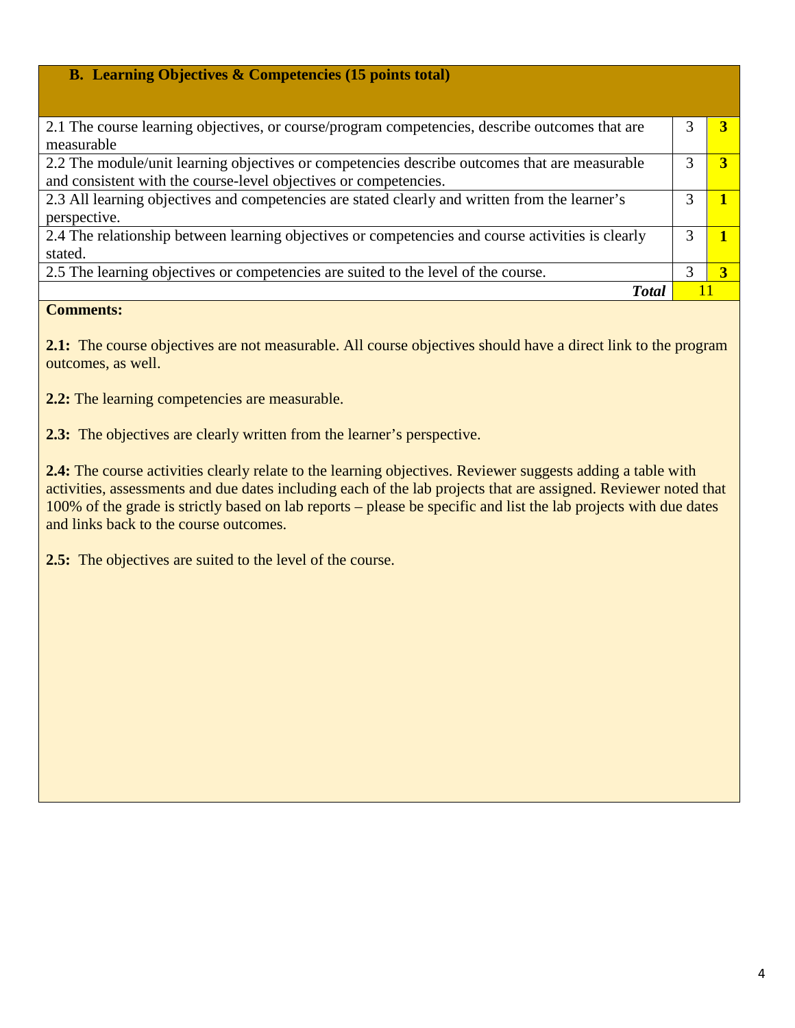| B. Learning Objectives & Competencies (15 points total) | | |
|---|---|---|
| 2.1 The course learning objectives, or course/program competencies, describe outcomes that are measurable | 3 | **3** |
| 2.2 The module/unit learning objectives or competencies describe outcomes that are measurable and consistent with the course-level objectives or competencies. | 3 | **3** |
| 2.3 All learning objectives and competencies are stated clearly and written from the learner's perspective. | 3 | **1** |
| 2.4 The relationship between learning objectives or competencies and course activities is clearly stated. | 3 | **1** |
| 2.5 The learning objectives or competencies are suited to the level of the course. | 3 | **3** |
| ***Total*** | 11 | |

**Comments:**

**2.1:** The course objectives are not measurable. All course objectives should have a direct link to the program outcomes, as well.

**2.2:** The learning competencies are measurable.

**2.3:** The objectives are clearly written from the learner's perspective.

**2.4:** The course activities clearly relate to the learning objectives. Reviewer suggests adding a table with activities, assessments and due dates including each of the lab projects that are assigned. Reviewer noted that 100% of the grade is strictly based on lab reports – please be specific and list the lab projects with due dates and links back to the course outcomes.

**2.5:** The objectives are suited to the level of the course.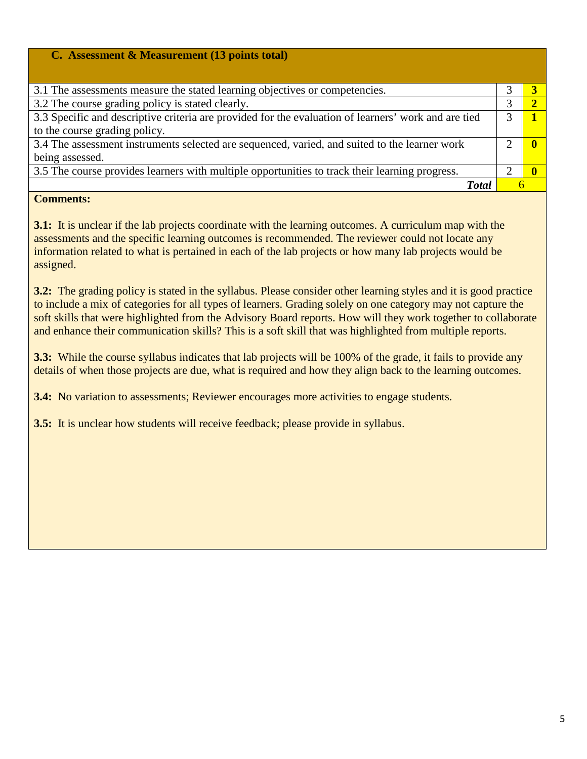## C. Assessment & Measurement (13 points total)

| Criterion | Points | Score |
|---|---|---|
| 3.1 The assessments measure the stated learning objectives or competencies. | 3 | **3** |
| 3.2 The course grading policy is stated clearly. | 3 | **2** |
| 3.3 Specific and descriptive criteria are provided for the evaluation of learners' work and are tied to the course grading policy. | 3 | **1** |
| 3.4 The assessment instruments selected are sequenced, varied, and suited to the learner work being assessed. | 2 | **0** |
| 3.5 The course provides learners with multiple opportunities to track their learning progress. | 2 | **0** |
| ***Total*** | | 6 |

**Comments:**

**3.1:** It is unclear if the lab projects coordinate with the learning outcomes. A curriculum map with the assessments and the specific learning outcomes is recommended. The reviewer could not locate any information related to what is pertained in each of the lab projects or how many lab projects would be assigned.

**3.2:** The grading policy is stated in the syllabus. Please consider other learning styles and it is good practice to include a mix of categories for all types of learners. Grading solely on one category may not capture the soft skills that were highlighted from the Advisory Board reports. How will they work together to collaborate and enhance their communication skills? This is a soft skill that was highlighted from multiple reports.

**3.3:** While the course syllabus indicates that lab projects will be 100% of the grade, it fails to provide any details of when those projects are due, what is required and how they align back to the learning outcomes.

**3.4:** No variation to assessments; Reviewer encourages more activities to engage students.

**3.5:** It is unclear how students will receive feedback; please provide in syllabus.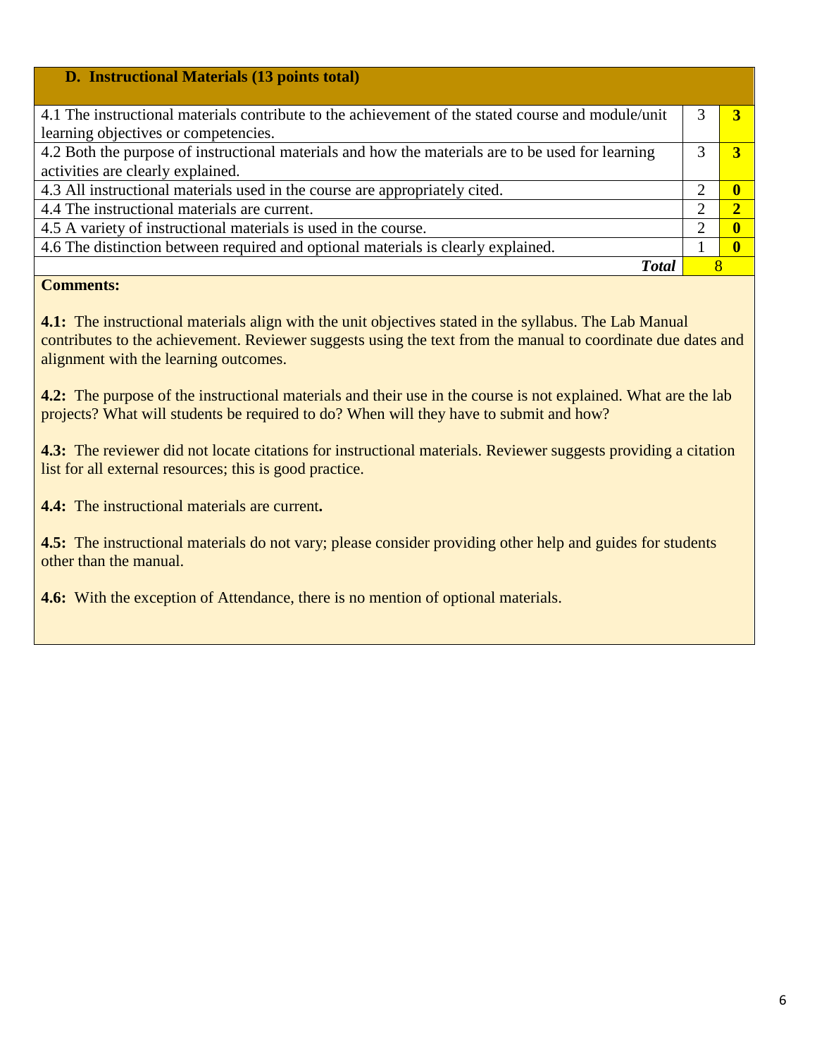| D. Instructional Materials (13 points total) | | |
|---|---|---|
| 4.1 The instructional materials contribute to the achievement of the stated course and module/unit learning objectives or competencies. | 3 | **3** |
| 4.2 Both the purpose of instructional materials and how the materials are to be used for learning activities are clearly explained. | 3 | **3** |
| 4.3 All instructional materials used in the course are appropriately cited. | 2 | **0** |
| 4.4 The instructional materials are current. | 2 | **2** |
| 4.5 A variety of instructional materials is used in the course. | 2 | **0** |
| 4.6 The distinction between required and optional materials is clearly explained. | 1 | **0** |
| ***Total*** | 8 | |

**Comments:**

**4.1:** The instructional materials align with the unit objectives stated in the syllabus. The Lab Manual contributes to the achievement. Reviewer suggests using the text from the manual to coordinate due dates and alignment with the learning outcomes.

**4.2:** The purpose of the instructional materials and their use in the course is not explained. What are the lab projects? What will students be required to do? When will they have to submit and how?

**4.3:** The reviewer did not locate citations for instructional materials. Reviewer suggests providing a citation list for all external resources; this is good practice.

**4.4:** The instructional materials are current**.**

**4.5:** The instructional materials do not vary; please consider providing other help and guides for students other than the manual.

**4.6:** With the exception of Attendance, there is no mention of optional materials.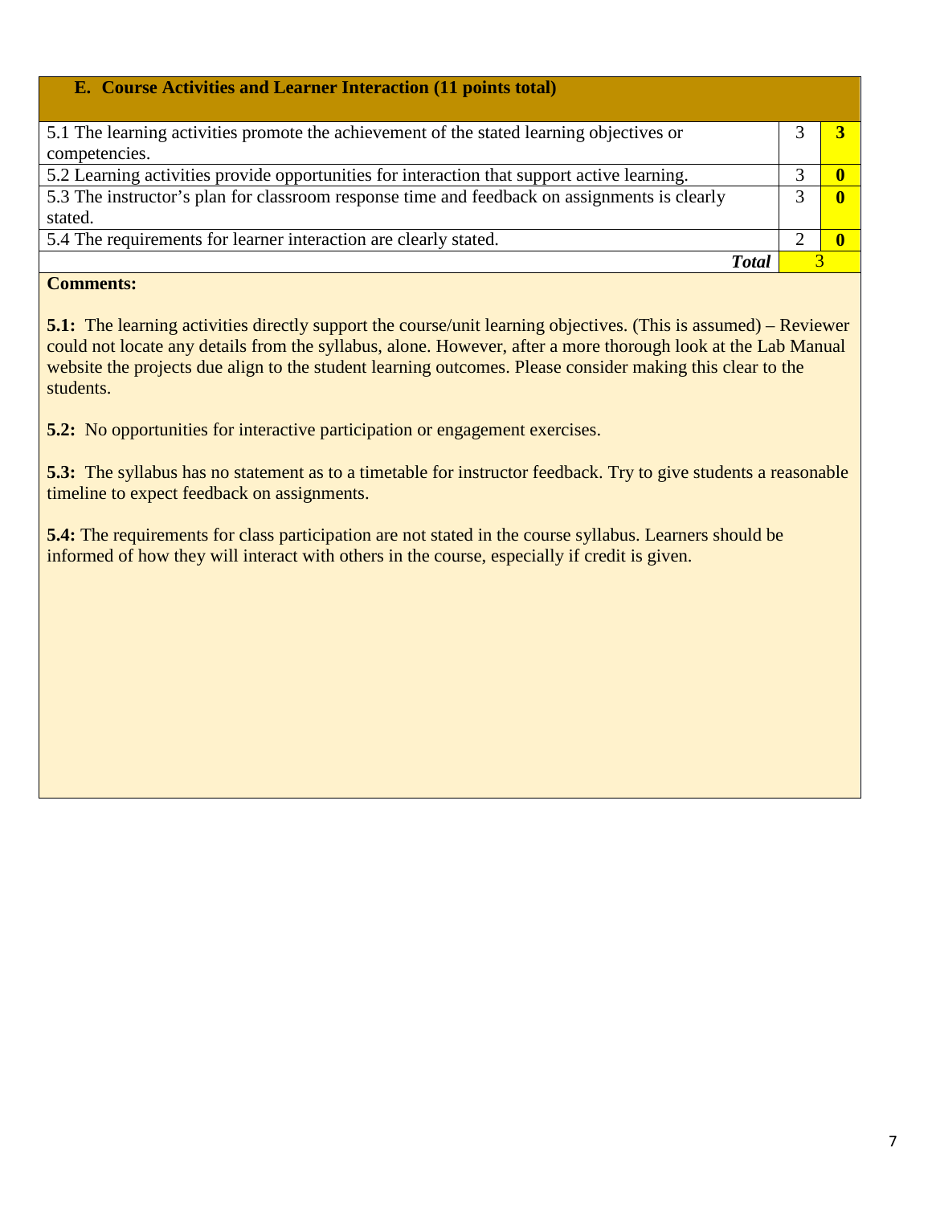| E. Course Activities and Learner Interaction (11 points total) | | |
|---|---|---|
| 5.1 The learning activities promote the achievement of the stated learning objectives or competencies. | 3 | **3** |
| 5.2 Learning activities provide opportunities for interaction that support active learning. | 3 | **0** |
| 5.3 The instructor's plan for classroom response time and feedback on assignments is clearly stated. | 3 | **0** |
| 5.4 The requirements for learner interaction are clearly stated. | 2 | **0** |
| ***Total*** | 3 | |

**Comments:**

**5.1:** The learning activities directly support the course/unit learning objectives. (This is assumed) – Reviewer could not locate any details from the syllabus, alone. However, after a more thorough look at the Lab Manual website the projects due align to the student learning outcomes. Please consider making this clear to the students.

**5.2:** No opportunities for interactive participation or engagement exercises.

**5.3:** The syllabus has no statement as to a timetable for instructor feedback. Try to give students a reasonable timeline to expect feedback on assignments.

**5.4:** The requirements for class participation are not stated in the course syllabus. Learners should be informed of how they will interact with others in the course, especially if credit is given.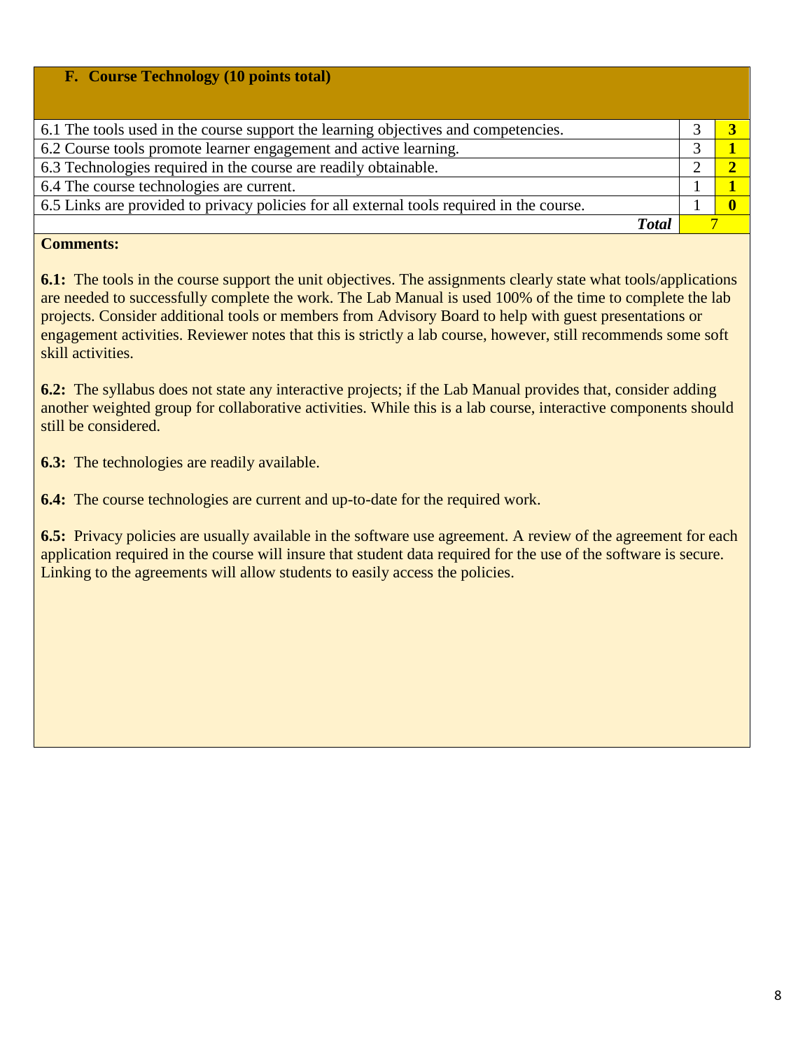## F. Course Technology (10 points total)

| Criteria | Points | Score |
|---|---|---|
| 6.1 The tools used in the course support the learning objectives and competencies. | 3 | **3** |
| 6.2 Course tools promote learner engagement and active learning. | 3 | **1** |
| 6.3 Technologies required in the course are readily obtainable. | 2 | **2** |
| 6.4 The course technologies are current. | 1 | **1** |
| 6.5 Links are provided to privacy policies for all external tools required in the course. | 1 | **0** |
| ***Total*** | 7 | |

**Comments:**

**6.1:** The tools in the course support the unit objectives. The assignments clearly state what tools/applications are needed to successfully complete the work. The Lab Manual is used 100% of the time to complete the lab projects. Consider additional tools or members from Advisory Board to help with guest presentations or engagement activities. Reviewer notes that this is strictly a lab course, however, still recommends some soft skill activities.

**6.2:** The syllabus does not state any interactive projects; if the Lab Manual provides that, consider adding another weighted group for collaborative activities. While this is a lab course, interactive components should still be considered.

**6.3:** The technologies are readily available.

**6.4:** The course technologies are current and up-to-date for the required work.

**6.5:** Privacy policies are usually available in the software use agreement. A review of the agreement for each application required in the course will insure that student data required for the use of the software is secure. Linking to the agreements will allow students to easily access the policies.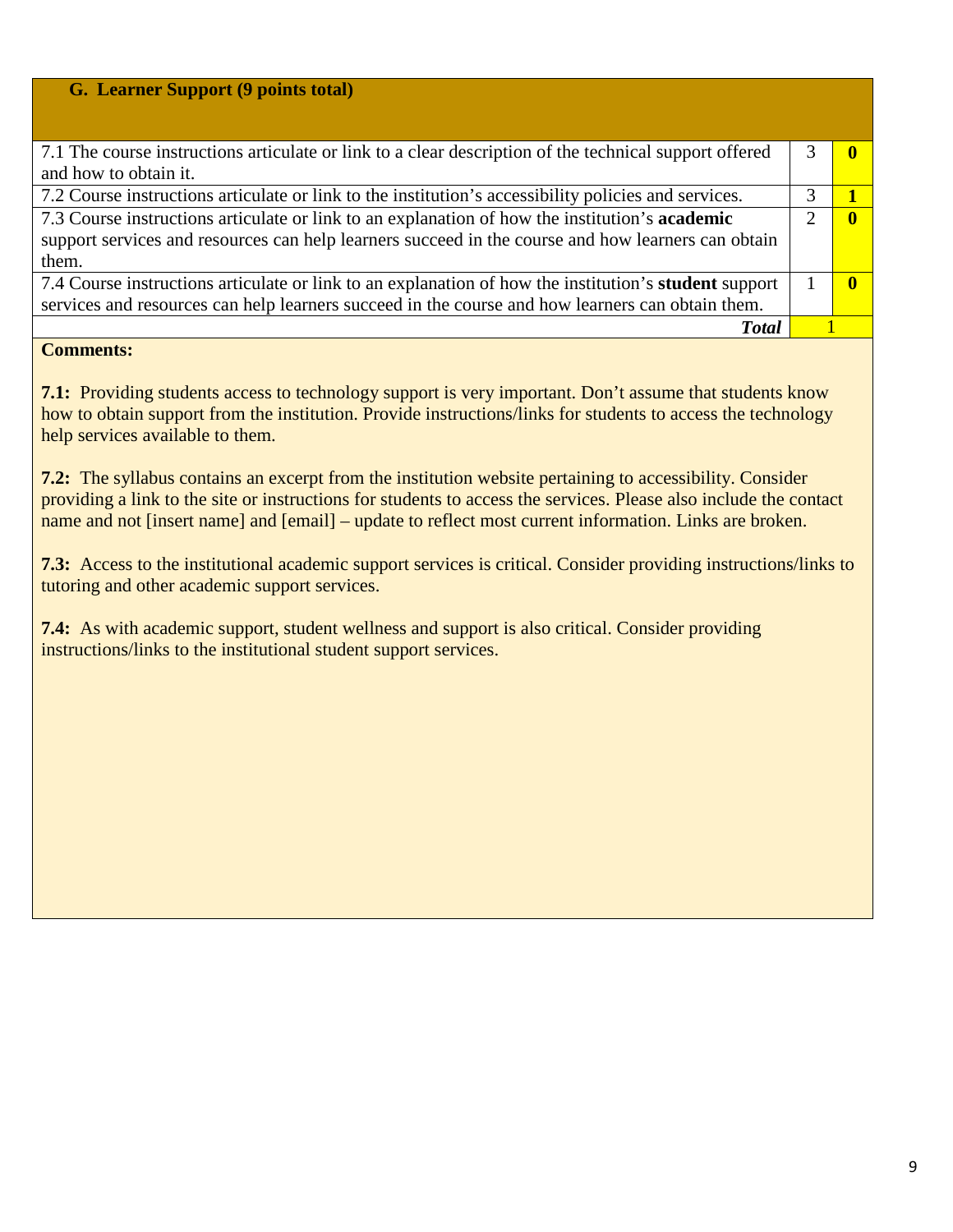| G. Learner Support (9 points total) | | |
|---|---|---|
| 7.1 The course instructions articulate or link to a clear description of the technical support offered and how to obtain it. | 3 | **0** |
| 7.2 Course instructions articulate or link to the institution's accessibility policies and services. | 3 | **1** |
| 7.3 Course instructions articulate or link to an explanation of how the institution's **academic** support services and resources can help learners succeed in the course and how learners can obtain them. | 2 | **0** |
| 7.4 Course instructions articulate or link to an explanation of how the institution's **student** support services and resources can help learners succeed in the course and how learners can obtain them. | 1 | **0** |
| ***Total*** | 1 | |

**Comments:**

**7.1:** Providing students access to technology support is very important. Don't assume that students know how to obtain support from the institution. Provide instructions/links for students to access the technology help services available to them.

**7.2:** The syllabus contains an excerpt from the institution website pertaining to accessibility. Consider providing a link to the site or instructions for students to access the services. Please also include the contact name and not [insert name] and [email] – update to reflect most current information. Links are broken.

**7.3:** Access to the institutional academic support services is critical. Consider providing instructions/links to tutoring and other academic support services.

**7.4:** As with academic support, student wellness and support is also critical. Consider providing instructions/links to the institutional student support services.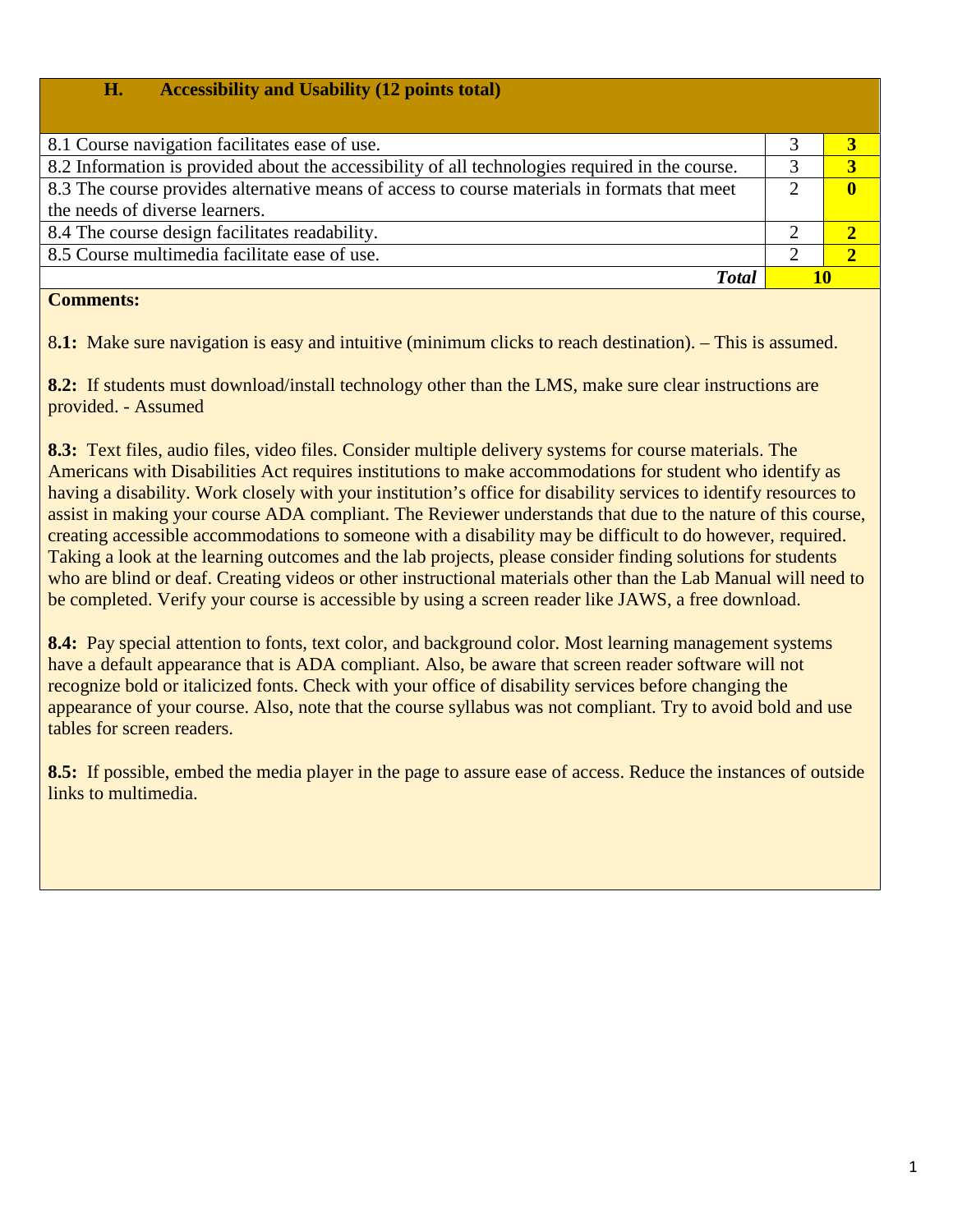| **H. Accessibility and Usability (12 points total)** | | |
|---|---|---|
| 8.1 Course navigation facilitates ease of use. | 3 | **3** |
| 8.2 Information is provided about the accessibility of all technologies required in the course. | 3 | **3** |
| 8.3 The course provides alternative means of access to course materials in formats that meet the needs of diverse learners. | 2 | **0** |
| 8.4 The course design facilitates readability. | 2 | **2** |
| 8.5 Course multimedia facilitate ease of use. | 2 | **2** |
| ***Total*** | **10** | |

**Comments:**

8**.1:** Make sure navigation is easy and intuitive (minimum clicks to reach destination). – This is assumed.

**8.2:** If students must download/install technology other than the LMS, make sure clear instructions are provided. - Assumed

**8.3:** Text files, audio files, video files. Consider multiple delivery systems for course materials. The Americans with Disabilities Act requires institutions to make accommodations for student who identify as having a disability. Work closely with your institution's office for disability services to identify resources to assist in making your course ADA compliant. The Reviewer understands that due to the nature of this course, creating accessible accommodations to someone with a disability may be difficult to do however, required. Taking a look at the learning outcomes and the lab projects, please consider finding solutions for students who are blind or deaf. Creating videos or other instructional materials other than the Lab Manual will need to be completed. Verify your course is accessible by using a screen reader like JAWS, a free download.

**8.4:** Pay special attention to fonts, text color, and background color. Most learning management systems have a default appearance that is ADA compliant. Also, be aware that screen reader software will not recognize bold or italicized fonts. Check with your office of disability services before changing the appearance of your course. Also, note that the course syllabus was not compliant. Try to avoid bold and use tables for screen readers.

**8.5:** If possible, embed the media player in the page to assure ease of access. Reduce the instances of outside links to multimedia.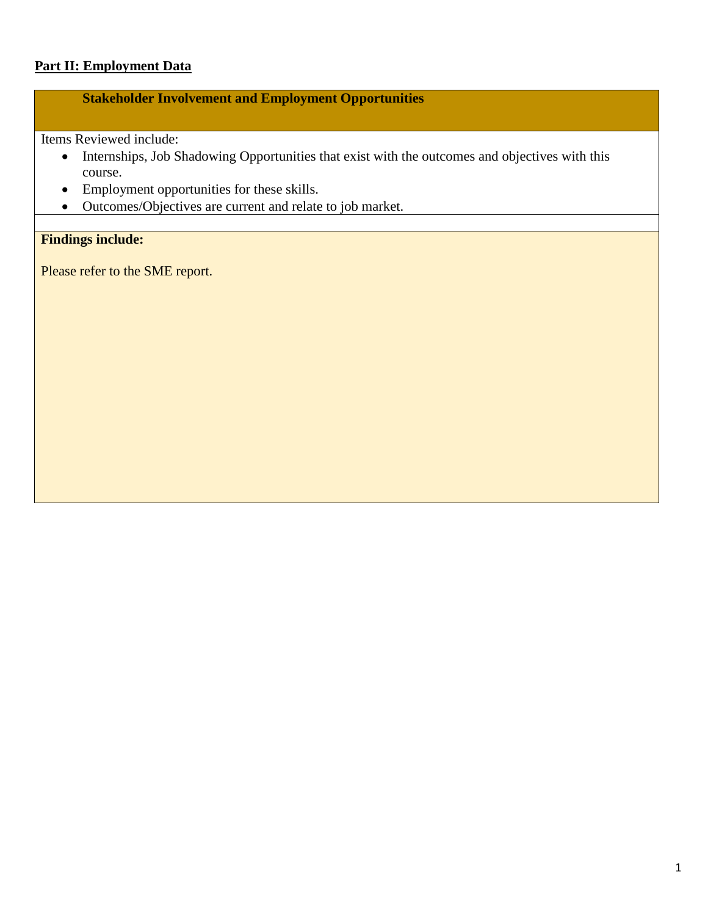## Part II: Employment Data

### Stakeholder Involvement and Employment Opportunities

Items Reviewed include:

- Internships, Job Shadowing Opportunities that exist with the outcomes and objectives with this course.
- Employment opportunities for these skills.
- Outcomes/Objectives are current and relate to job market.

**Findings include:**

Please refer to the SME report.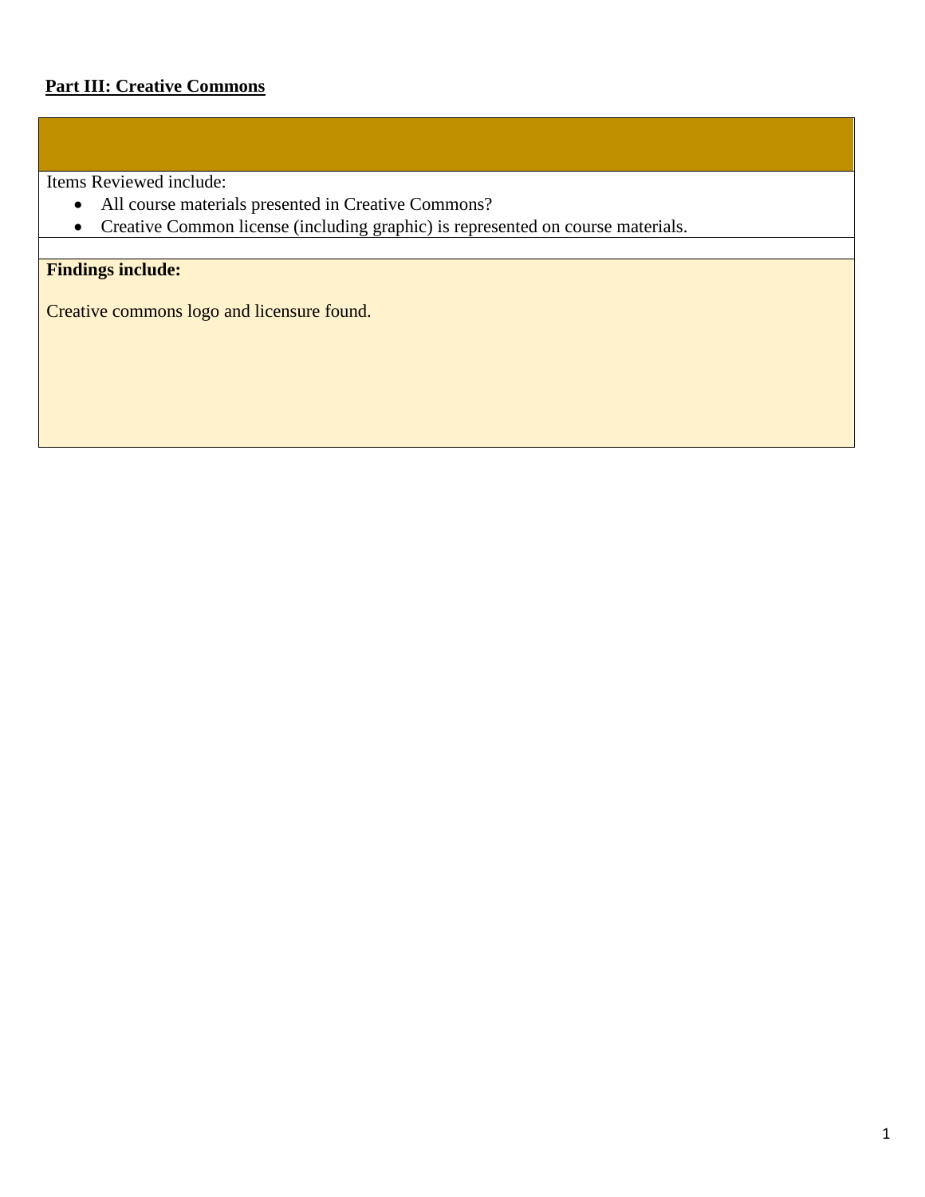**Part III: Creative Commons**

Items Reviewed include:

- All course materials presented in Creative Commons?
- Creative Common license (including graphic) is represented on course materials.

**Findings include:**

Creative commons logo and licensure found.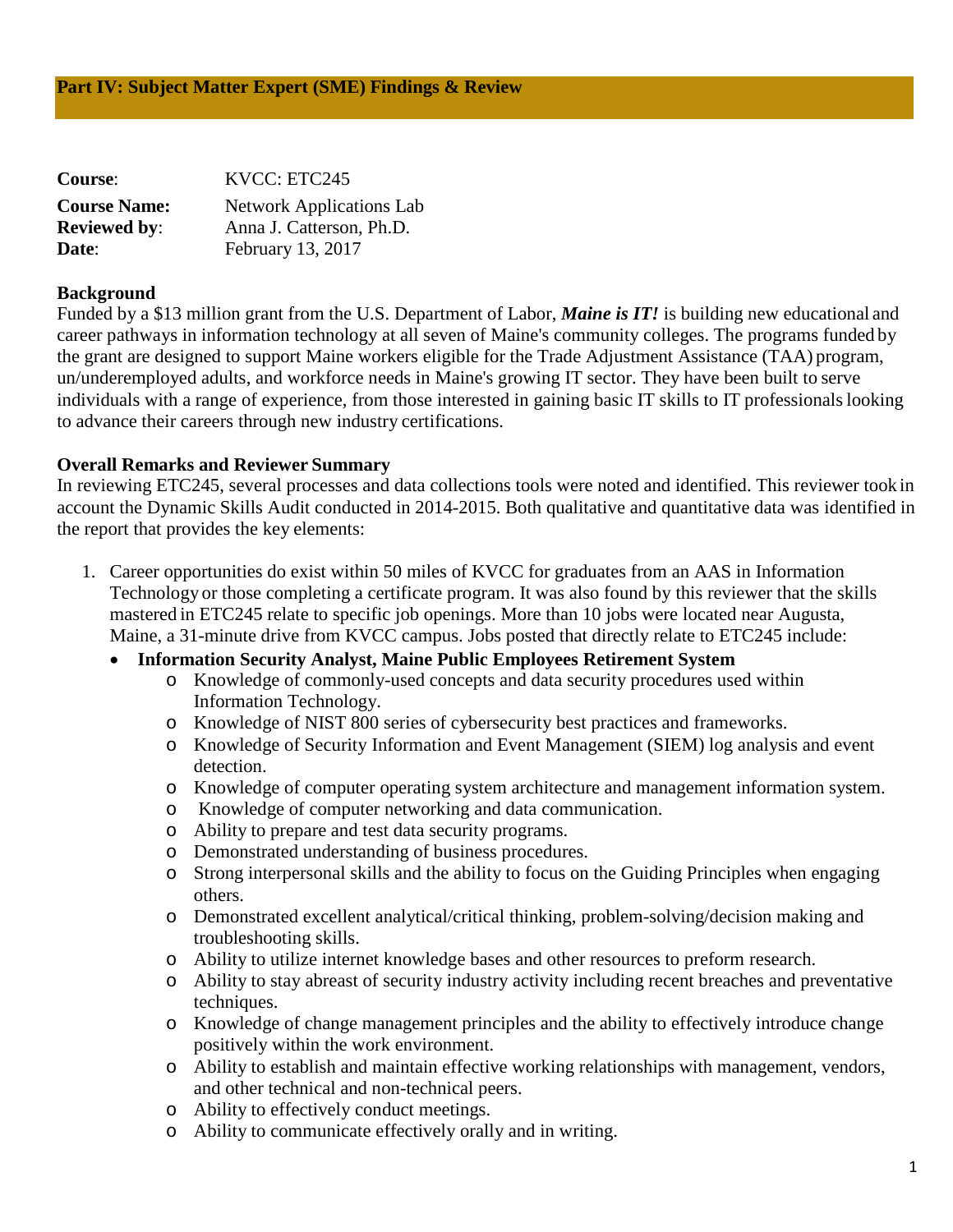## Part IV: Subject Matter Expert (SME) Findings & Review

**Course**: KVCC: ETC245
**Course Name:** Network Applications Lab
**Reviewed by**: Anna J. Catterson, Ph.D.
**Date**: February 13, 2017

**Background**

Funded by a $13 million grant from the U.S. Department of Labor, ***Maine is IT!*** is building new educational and career pathways in information technology at all seven of Maine's community colleges. The programs funded by the grant are designed to support Maine workers eligible for the Trade Adjustment Assistance (TAA) program, un/underemployed adults, and workforce needs in Maine's growing IT sector. They have been built to serve individuals with a range of experience, from those interested in gaining basic IT skills to IT professionals looking to advance their careers through new industry certifications.

**Overall Remarks and Reviewer Summary**

In reviewing ETC245, several processes and data collections tools were noted and identified. This reviewer took in account the Dynamic Skills Audit conducted in 2014-2015. Both qualitative and quantitative data was identified in the report that provides the key elements:

1. Career opportunities do exist within 50 miles of KVCC for graduates from an AAS in Information Technology or those completing a certificate program. It was also found by this reviewer that the skills mastered in ETC245 relate to specific job openings. More than 10 jobs were located near Augusta, Maine, a 31-minute drive from KVCC campus. Jobs posted that directly relate to ETC245 include:
   - **Information Security Analyst, Maine Public Employees Retirement System**
     - Knowledge of commonly-used concepts and data security procedures used within Information Technology.
     - Knowledge of NIST 800 series of cybersecurity best practices and frameworks.
     - Knowledge of Security Information and Event Management (SIEM) log analysis and event detection.
     - Knowledge of computer operating system architecture and management information system.
     - Knowledge of computer networking and data communication.
     - Ability to prepare and test data security programs.
     - Demonstrated understanding of business procedures.
     - Strong interpersonal skills and the ability to focus on the Guiding Principles when engaging others.
     - Demonstrated excellent analytical/critical thinking, problem-solving/decision making and troubleshooting skills.
     - Ability to utilize internet knowledge bases and other resources to preform research.
     - Ability to stay abreast of security industry activity including recent breaches and preventative techniques.
     - Knowledge of change management principles and the ability to effectively introduce change positively within the work environment.
     - Ability to establish and maintain effective working relationships with management, vendors, and other technical and non-technical peers.
     - Ability to effectively conduct meetings.
     - Ability to communicate effectively orally and in writing.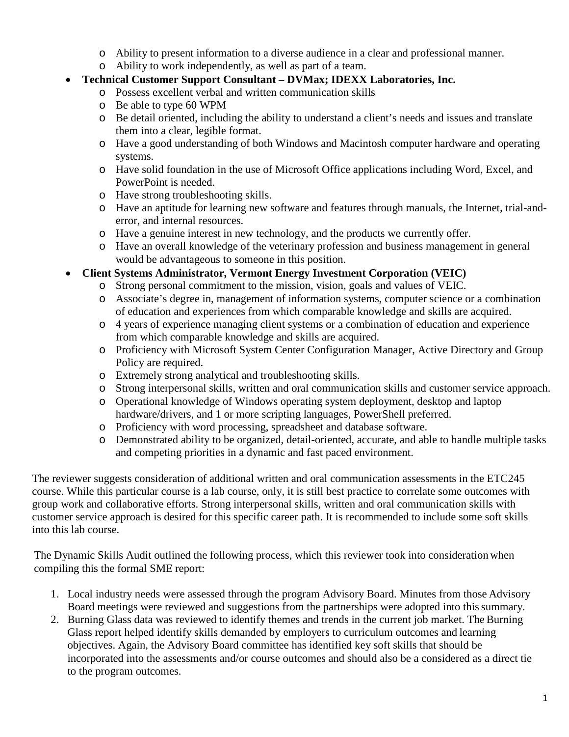- Ability to present information to a diverse audience in a clear and professional manner.
    - Ability to work independently, as well as part of a team.
- **Technical Customer Support Consultant – DVMax; IDEXX Laboratories, Inc.**
    - Possess excellent verbal and written communication skills
    - Be able to type 60 WPM
    - Be detail oriented, including the ability to understand a client's needs and issues and translate them into a clear, legible format.
    - Have a good understanding of both Windows and Macintosh computer hardware and operating systems.
    - Have solid foundation in the use of Microsoft Office applications including Word, Excel, and PowerPoint is needed.
    - Have strong troubleshooting skills.
    - Have an aptitude for learning new software and features through manuals, the Internet, trial-and-error, and internal resources.
    - Have a genuine interest in new technology, and the products we currently offer.
    - Have an overall knowledge of the veterinary profession and business management in general would be advantageous to someone in this position.
- **Client Systems Administrator, Vermont Energy Investment Corporation (VEIC)**
    - Strong personal commitment to the mission, vision, goals and values of VEIC.
    - Associate's degree in, management of information systems, computer science or a combination of education and experiences from which comparable knowledge and skills are acquired.
    - 4 years of experience managing client systems or a combination of education and experience from which comparable knowledge and skills are acquired.
    - Proficiency with Microsoft System Center Configuration Manager, Active Directory and Group Policy are required.
    - Extremely strong analytical and troubleshooting skills.
    - Strong interpersonal skills, written and oral communication skills and customer service approach.
    - Operational knowledge of Windows operating system deployment, desktop and laptop hardware/drivers, and 1 or more scripting languages, PowerShell preferred.
    - Proficiency with word processing, spreadsheet and database software.
    - Demonstrated ability to be organized, detail-oriented, accurate, and able to handle multiple tasks and competing priorities in a dynamic and fast paced environment.

The reviewer suggests consideration of additional written and oral communication assessments in the ETC245 course. While this particular course is a lab course, only, it is still best practice to correlate some outcomes with group work and collaborative efforts. Strong interpersonal skills, written and oral communication skills with customer service approach is desired for this specific career path. It is recommended to include some soft skills into this lab course.

The Dynamic Skills Audit outlined the following process, which this reviewer took into consideration when compiling this the formal SME report:

1. Local industry needs were assessed through the program Advisory Board. Minutes from those Advisory Board meetings were reviewed and suggestions from the partnerships were adopted into this summary.
2. Burning Glass data was reviewed to identify themes and trends in the current job market. The Burning Glass report helped identify skills demanded by employers to curriculum outcomes and learning objectives. Again, the Advisory Board committee has identified key soft skills that should be incorporated into the assessments and/or course outcomes and should also be a considered as a direct tie to the program outcomes.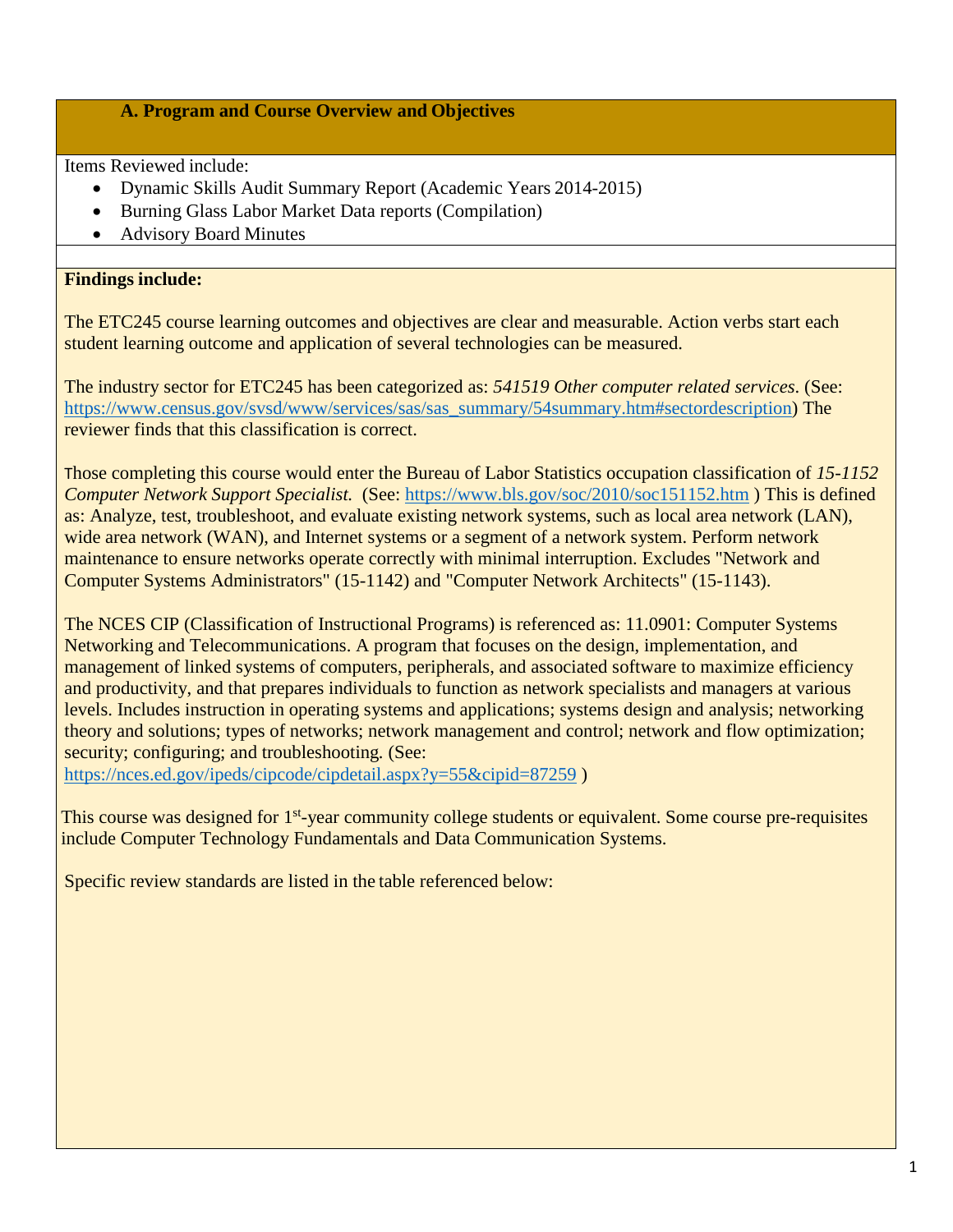## A. Program and Course Overview and Objectives

Items Reviewed include:

- Dynamic Skills Audit Summary Report (Academic Years 2014-2015)
- Burning Glass Labor Market Data reports (Compilation)
- Advisory Board Minutes

**Findings include:**

The ETC245 course learning outcomes and objectives are clear and measurable. Action verbs start each student learning outcome and application of several technologies can be measured.

The industry sector for ETC245 has been categorized as: *541519 Other computer related services*. (See: https://www.census.gov/svsd/www/services/sas/sas_summary/54summary.htm#sectordescription) The reviewer finds that this classification is correct.

Those completing this course would enter the Bureau of Labor Statistics occupation classification of *15-1152 Computer Network Support Specialist.* (See: https://www.bls.gov/soc/2010/soc151152.htm ) This is defined as: Analyze, test, troubleshoot, and evaluate existing network systems, such as local area network (LAN), wide area network (WAN), and Internet systems or a segment of a network system. Perform network maintenance to ensure networks operate correctly with minimal interruption. Excludes "Network and Computer Systems Administrators" (15-1142) and "Computer Network Architects" (15-1143).

The NCES CIP (Classification of Instructional Programs) is referenced as: 11.0901: Computer Systems Networking and Telecommunications. A program that focuses on the design, implementation, and management of linked systems of computers, peripherals, and associated software to maximize efficiency and productivity, and that prepares individuals to function as network specialists and managers at various levels. Includes instruction in operating systems and applications; systems design and analysis; networking theory and solutions; types of networks; network management and control; network and flow optimization; security; configuring; and troubleshooting. (See: https://nces.ed.gov/ipeds/cipcode/cipdetail.aspx?y=55&cipid=87259 )

This course was designed for 1st-year community college students or equivalent. Some course pre-requisites include Computer Technology Fundamentals and Data Communication Systems.

Specific review standards are listed in the table referenced below: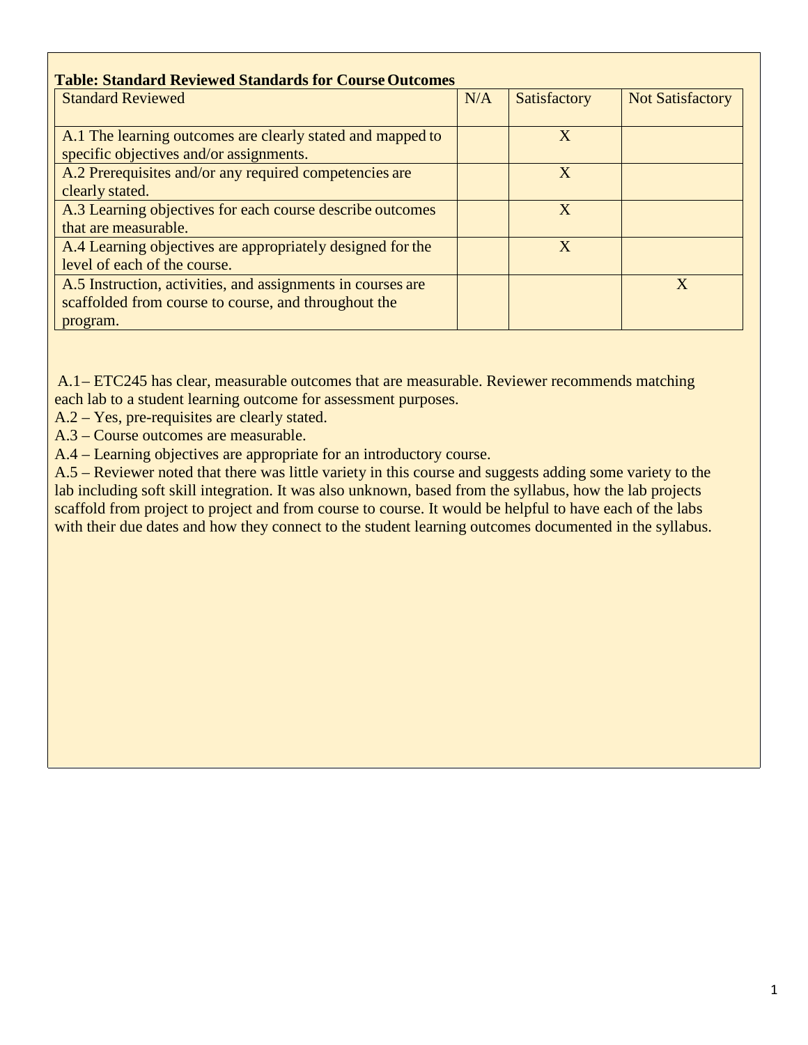**Table: Standard Reviewed Standards for Course Outcomes**

| Standard Reviewed | N/A | Satisfactory | Not Satisfactory |
|---|---|---|---|
| A.1 The learning outcomes are clearly stated and mapped to specific objectives and/or assignments. | | X | |
| A.2 Prerequisites and/or any required competencies are clearly stated. | | X | |
| A.3 Learning objectives for each course describe outcomes that are measurable. | | X | |
| A.4 Learning objectives are appropriately designed for the level of each of the course. | | X | |
| A.5 Instruction, activities, and assignments in courses are scaffolded from course to course, and throughout the program. | | | X |

A.1– ETC245 has clear, measurable outcomes that are measurable. Reviewer recommends matching each lab to a student learning outcome for assessment purposes.
A.2 – Yes, pre-requisites are clearly stated.
A.3 – Course outcomes are measurable.
A.4 – Learning objectives are appropriate for an introductory course.
A.5 – Reviewer noted that there was little variety in this course and suggests adding some variety to the lab including soft skill integration. It was also unknown, based from the syllabus, how the lab projects scaffold from project to project and from course to course. It would be helpful to have each of the labs with their due dates and how they connect to the student learning outcomes documented in the syllabus.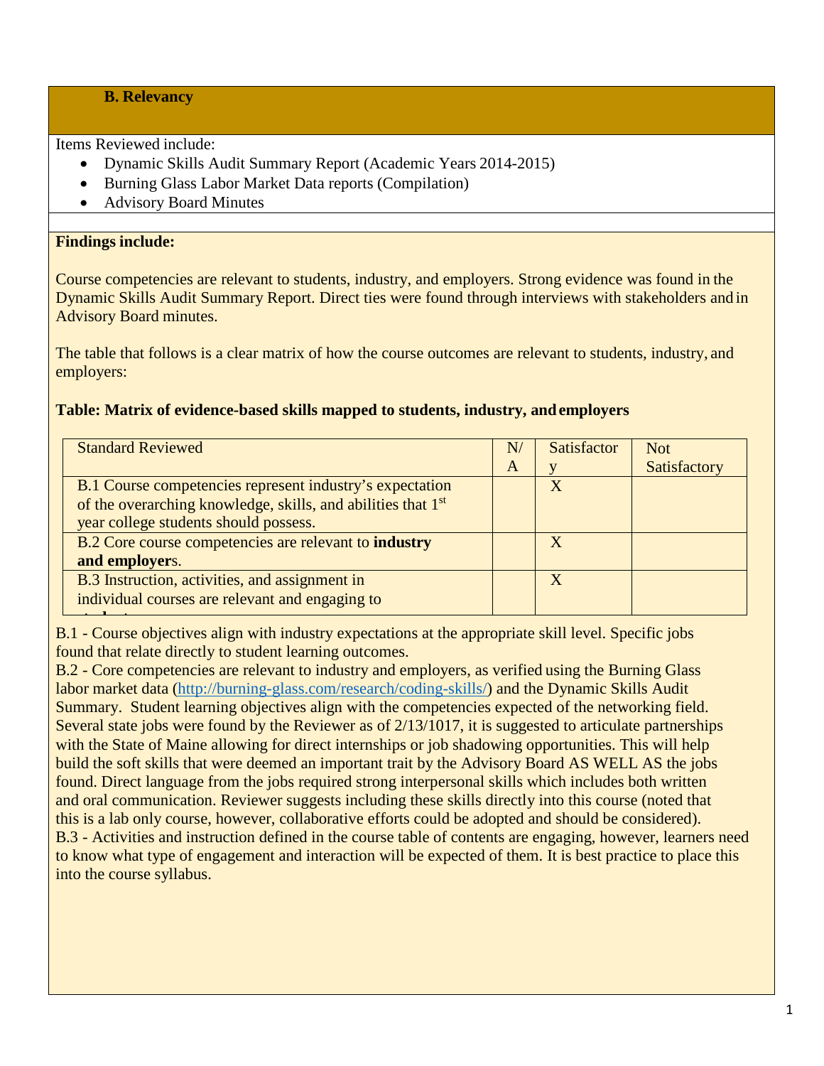## B. Relevancy

Items Reviewed include:

- Dynamic Skills Audit Summary Report (Academic Years 2014-2015)
- Burning Glass Labor Market Data reports (Compilation)
- Advisory Board Minutes

**Findings include:**

Course competencies are relevant to students, industry, and employers. Strong evidence was found in the Dynamic Skills Audit Summary Report. Direct ties were found through interviews with stakeholders and in Advisory Board minutes.

The table that follows is a clear matrix of how the course outcomes are relevant to students, industry, and employers:

**Table: Matrix of evidence-based skills mapped to students, industry, and employers**

| Standard Reviewed | N/A | Satisfactory | Not Satisfactory |
|---|---|---|---|
| B.1 Course competencies represent industry's expectation of the overarching knowledge, skills, and abilities that 1st year college students should possess. | | X | |
| B.2 Core course competencies are relevant to **industry and employer**s. | | X | |
| B.3 Instruction, activities, and assignment in individual courses are relevant and engaging to students. | | X | |

B.1 - Course objectives align with industry expectations at the appropriate skill level. Specific jobs found that relate directly to student learning outcomes.

B.2 - Core competencies are relevant to industry and employers, as verified using the Burning Glass labor market data (http://burning-glass.com/research/coding-skills/) and the Dynamic Skills Audit Summary. Student learning objectives align with the competencies expected of the networking field. Several state jobs were found by the Reviewer as of 2/13/1017, it is suggested to articulate partnerships with the State of Maine allowing for direct internships or job shadowing opportunities. This will help build the soft skills that were deemed an important trait by the Advisory Board AS WELL AS the jobs found. Direct language from the jobs required strong interpersonal skills which includes both written and oral communication. Reviewer suggests including these skills directly into this course (noted that this is a lab only course, however, collaborative efforts could be adopted and should be considered).

B.3 - Activities and instruction defined in the course table of contents are engaging, however, learners need to know what type of engagement and interaction will be expected of them. It is best practice to place this into the course syllabus.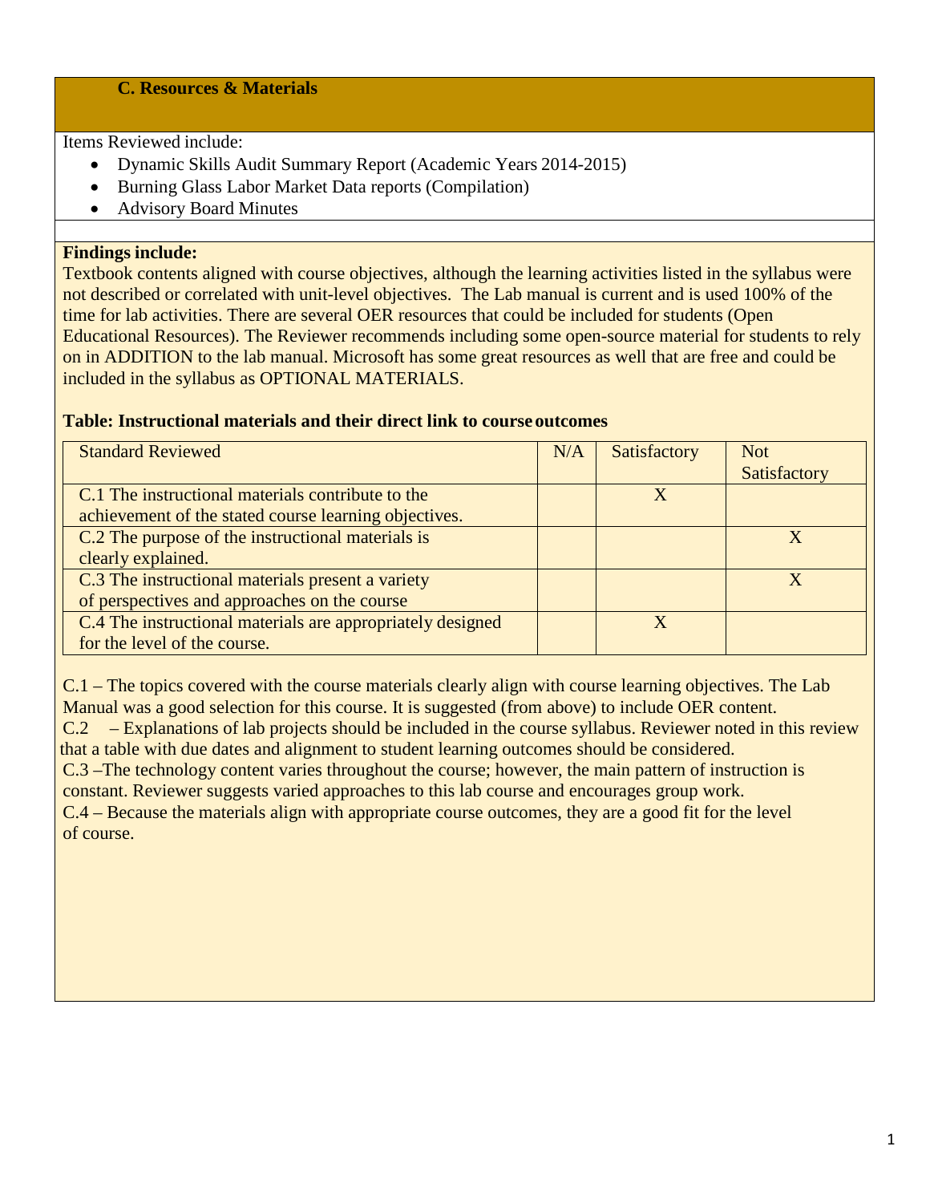### C. Resources & Materials

Items Reviewed include:

- Dynamic Skills Audit Summary Report (Academic Years 2014-2015)
- Burning Glass Labor Market Data reports (Compilation)
- Advisory Board Minutes

**Findings include:**
Textbook contents aligned with course objectives, although the learning activities listed in the syllabus were not described or correlated with unit-level objectives. The Lab manual is current and is used 100% of the time for lab activities. There are several OER resources that could be included for students (Open Educational Resources). The Reviewer recommends including some open-source material for students to rely on in ADDITION to the lab manual. Microsoft has some great resources as well that are free and could be included in the syllabus as OPTIONAL MATERIALS.

**Table: Instructional materials and their direct link to course outcomes**

| Standard Reviewed | N/A | Satisfactory | Not Satisfactory |
|---|---|---|---|
| C.1 The instructional materials contribute to the achievement of the stated course learning objectives. | | X | |
| C.2 The purpose of the instructional materials is clearly explained. | | | X |
| C.3 The instructional materials present a variety of perspectives and approaches on the course | | | X |
| C.4 The instructional materials are appropriately designed for the level of the course. | | X | |

C.1 – The topics covered with the course materials clearly align with course learning objectives. The Lab Manual was a good selection for this course. It is suggested (from above) to include OER content.
C.2 – Explanations of lab projects should be included in the course syllabus. Reviewer noted in this review that a table with due dates and alignment to student learning outcomes should be considered.
C.3 –The technology content varies throughout the course; however, the main pattern of instruction is constant. Reviewer suggests varied approaches to this lab course and encourages group work.
C.4 – Because the materials align with appropriate course outcomes, they are a good fit for the level of course.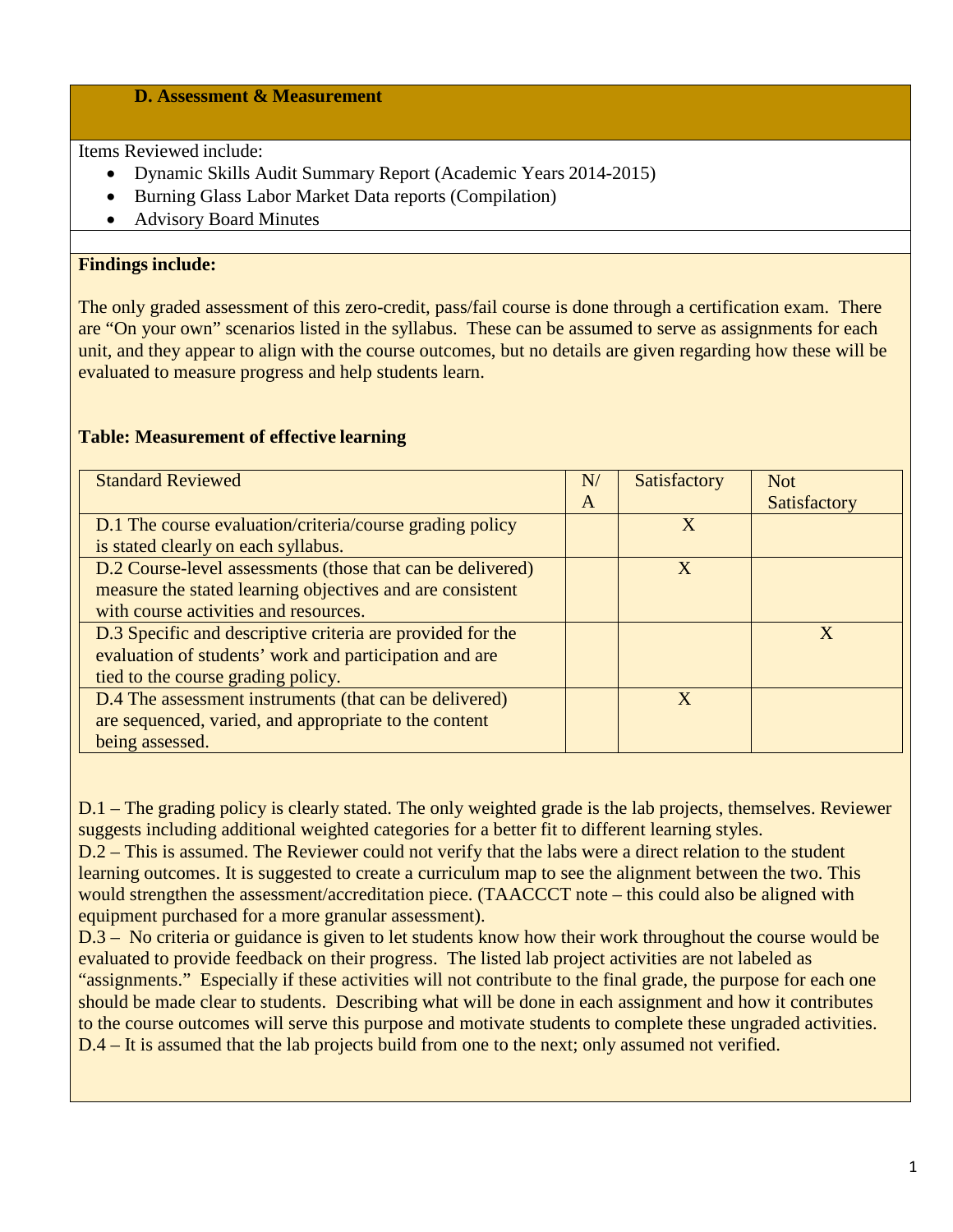## D. Assessment & Measurement

Items Reviewed include:

- Dynamic Skills Audit Summary Report (Academic Years 2014-2015)
- Burning Glass Labor Market Data reports (Compilation)
- Advisory Board Minutes

**Findings include:**

The only graded assessment of this zero-credit, pass/fail course is done through a certification exam. There are "On your own" scenarios listed in the syllabus. These can be assumed to serve as assignments for each unit, and they appear to align with the course outcomes, but no details are given regarding how these will be evaluated to measure progress and help students learn.

**Table: Measurement of effective learning**

| Standard Reviewed | N/A | Satisfactory | Not Satisfactory |
|---|---|---|---|
| D.1 The course evaluation/criteria/course grading policy is stated clearly on each syllabus. | | X | |
| D.2 Course-level assessments (those that can be delivered) measure the stated learning objectives and are consistent with course activities and resources. | | X | |
| D.3 Specific and descriptive criteria are provided for the evaluation of students' work and participation and are tied to the course grading policy. | | | X |
| D.4 The assessment instruments (that can be delivered) are sequenced, varied, and appropriate to the content being assessed. | | X | |

D.1 – The grading policy is clearly stated. The only weighted grade is the lab projects, themselves. Reviewer suggests including additional weighted categories for a better fit to different learning styles.
D.2 – This is assumed. The Reviewer could not verify that the labs were a direct relation to the student learning outcomes. It is suggested to create a curriculum map to see the alignment between the two. This would strengthen the assessment/accreditation piece. (TAACCCT note – this could also be aligned with equipment purchased for a more granular assessment).
D.3 – No criteria or guidance is given to let students know how their work throughout the course would be evaluated to provide feedback on their progress. The listed lab project activities are not labeled as "assignments." Especially if these activities will not contribute to the final grade, the purpose for each one should be made clear to students. Describing what will be done in each assignment and how it contributes to the course outcomes will serve this purpose and motivate students to complete these ungraded activities.
D.4 – It is assumed that the lab projects build from one to the next; only assumed not verified.